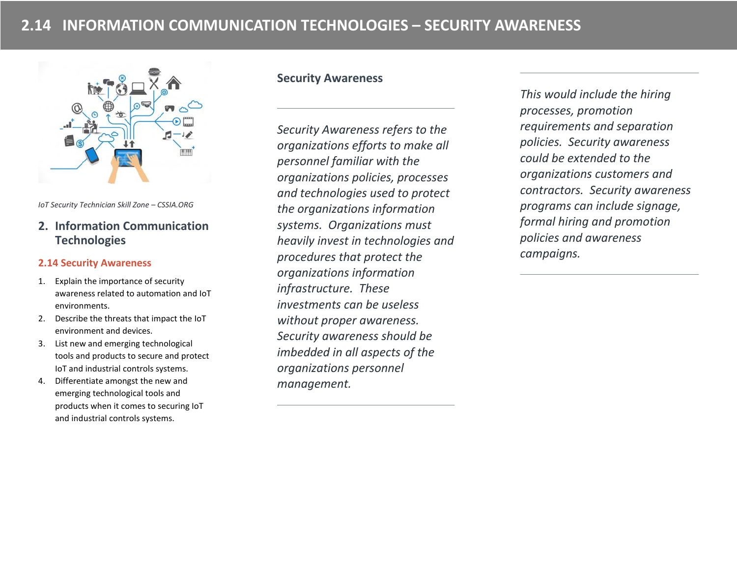# 2.14 INFORMATION COMMUNICATION TECHNOLOGIES – SECURITY AWARENESS

*IoT Security Technician Skill Zone – CSSIA.ORG*

## 2. Information Communication Technologies

### 2.14 Security Awareness

1. Explain the importance of security awareness related to automation and IoT environments.
2. Describe the threats that impact the IoT environment and devices.
3. List new and emerging technological tools and products to secure and protect IoT and industrial controls systems.
4. Differentiate amongst the new and emerging technological tools and products when it comes to securing IoT and industrial controls systems.

### Security Awareness

*Security Awareness refers to the organizations efforts to make all personnel familiar with the organizations policies, processes and technologies used to protect the organizations information systems. Organizations must heavily invest in technologies and procedures that protect the organizations information infrastructure. These investments can be useless without proper awareness. Security awareness should be imbedded in all aspects of the organizations personnel management.*

*This would include the hiring processes, promotion requirements and separation policies. Security awareness could be extended to the organizations customers and contractors. Security awareness programs can include signage, formal hiring and promotion policies and awareness campaigns.*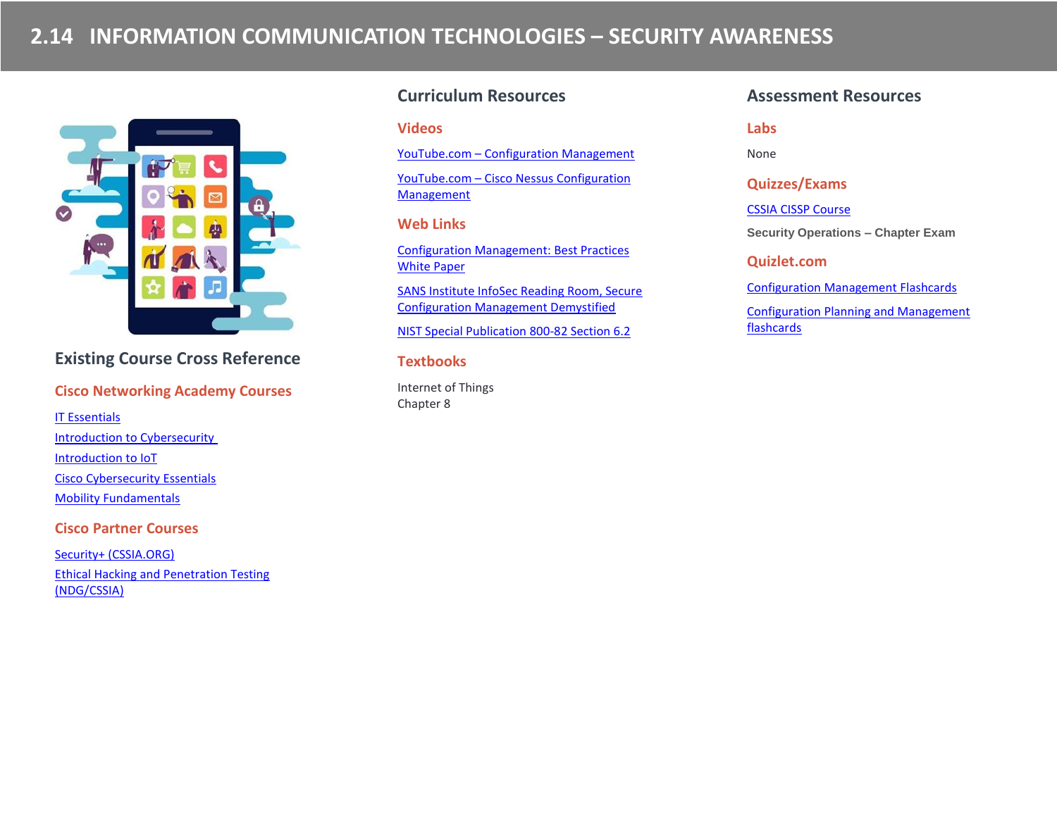# 2.14 INFORMATION COMMUNICATION TECHNOLOGIES – SECURITY AWARENESS

## Existing Course Cross Reference

### Cisco Networking Academy Courses

IT Essentials

Introduction to Cybersecurity

Introduction to IoT

Cisco Cybersecurity Essentials

Mobility Fundamentals

### Cisco Partner Courses

Security+ (CSSIA.ORG)

Ethical Hacking and Penetration Testing (NDG/CSSIA)

## Curriculum Resources

### Videos

YouTube.com – Configuration Management

YouTube.com – Cisco Nessus Configuration Management

### Web Links

Configuration Management: Best Practices White Paper

SANS Institute InfoSec Reading Room, Secure Configuration Management Demystified

NIST Special Publication 800-82 Section 6.2

### Textbooks

Internet of Things
Chapter 8

## Assessment Resources

### Labs

None

### Quizzes/Exams

CSSIA CISSP Course

**Security Operations – Chapter Exam**

### Quizlet.com

Configuration Management Flashcards

Configuration Planning and Management flashcards